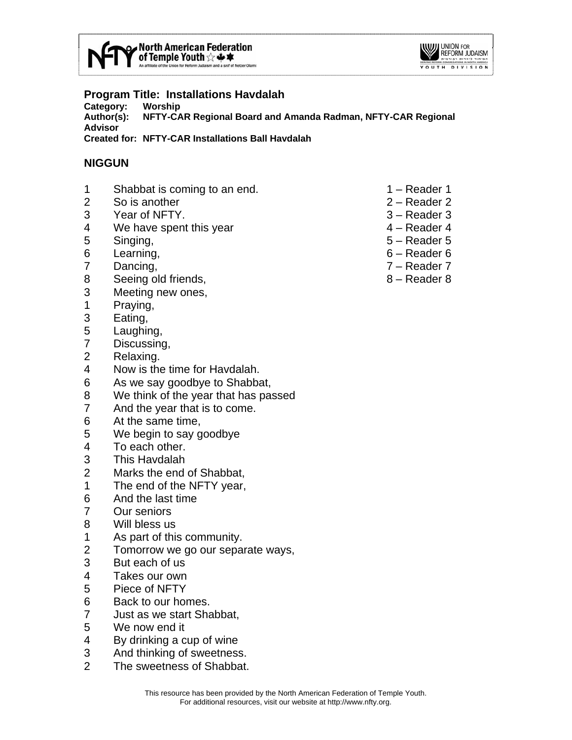**Program Title: Installations Havdalah**
**Category:** Worship
**Author(s):** NFTY-CAR Regional Board and Amanda Radman, NFTY-CAR Regional Advisor
**Created for:** NFTY-CAR Installations Ball Havdalah

## NIGGUN

1 – Reader 1
2 – Reader 2
3 – Reader 3
4 – Reader 4
5 – Reader 5
6 – Reader 6
7 – Reader 7
8 – Reader 8

1 Shabbat is coming to an end.
2 So is another
3 Year of NFTY.
4 We have spent this year
5 Singing,
6 Learning,
7 Dancing,
8 Seeing old friends,
3 Meeting new ones,
1 Praying,
3 Eating,
5 Laughing,
7 Discussing,
2 Relaxing.
4 Now is the time for Havdalah.
6 As we say goodbye to Shabbat,
8 We think of the year that has passed
7 And the year that is to come.
6 At the same time,
5 We begin to say goodbye
4 To each other.
3 This Havdalah
2 Marks the end of Shabbat,
1 The end of the NFTY year,
6 And the last time
7 Our seniors
8 Will bless us
1 As part of this community.
2 Tomorrow we go our separate ways,
3 But each of us
4 Takes our own
5 Piece of NFTY
6 Back to our homes.
7 Just as we start Shabbat,
5 We now end it
4 By drinking a cup of wine
3 And thinking of sweetness.
2 The sweetness of Shabbat.

This resource has been provided by the North American Federation of Temple Youth.
For additional resources, visit our website at http://www.nfty.org.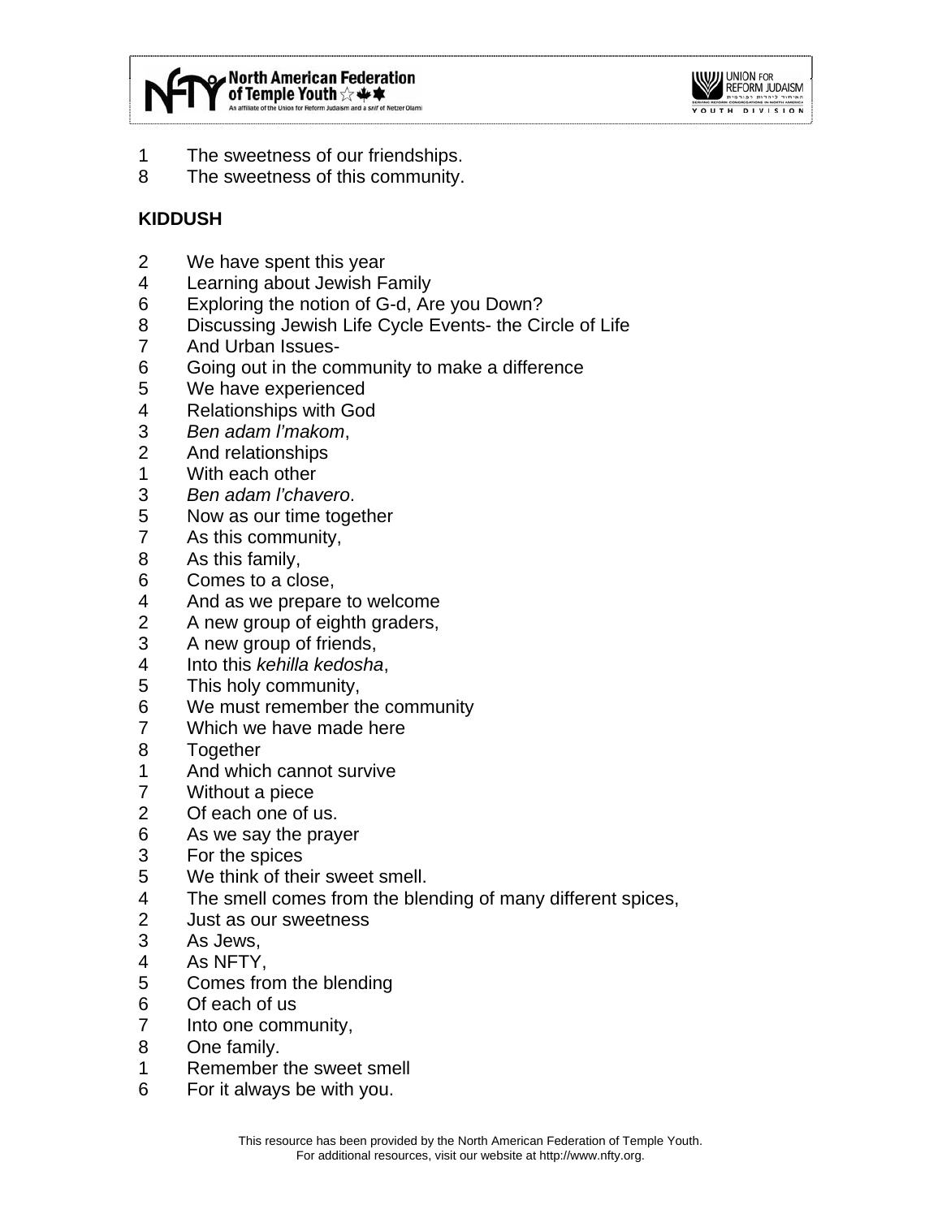1 The sweetness of our friendships.
8 The sweetness of this community.

**KIDDUSH**

2 We have spent this year
4 Learning about Jewish Family
6 Exploring the notion of G-d, Are you Down?
8 Discussing Jewish Life Cycle Events- the Circle of Life
7 And Urban Issues-
6 Going out in the community to make a difference
5 We have experienced
4 Relationships with God
3 *Ben adam l'makom*,
2 And relationships
1 With each other
3 *Ben adam l'chavero*.
5 Now as our time together
7 As this community,
8 As this family,
6 Comes to a close,
4 And as we prepare to welcome
2 A new group of eighth graders,
3 A new group of friends,
4 Into this *kehilla kedosha*,
5 This holy community,
6 We must remember the community
7 Which we have made here
8 Together
1 And which cannot survive
7 Without a piece
2 Of each one of us.
6 As we say the prayer
3 For the spices
5 We think of their sweet smell.
4 The smell comes from the blending of many different spices,
2 Just as our sweetness
3 As Jews,
4 As NFTY,
5 Comes from the blending
6 Of each of us
7 Into one community,
8 One family.
1 Remember the sweet smell
6 For it always be with you.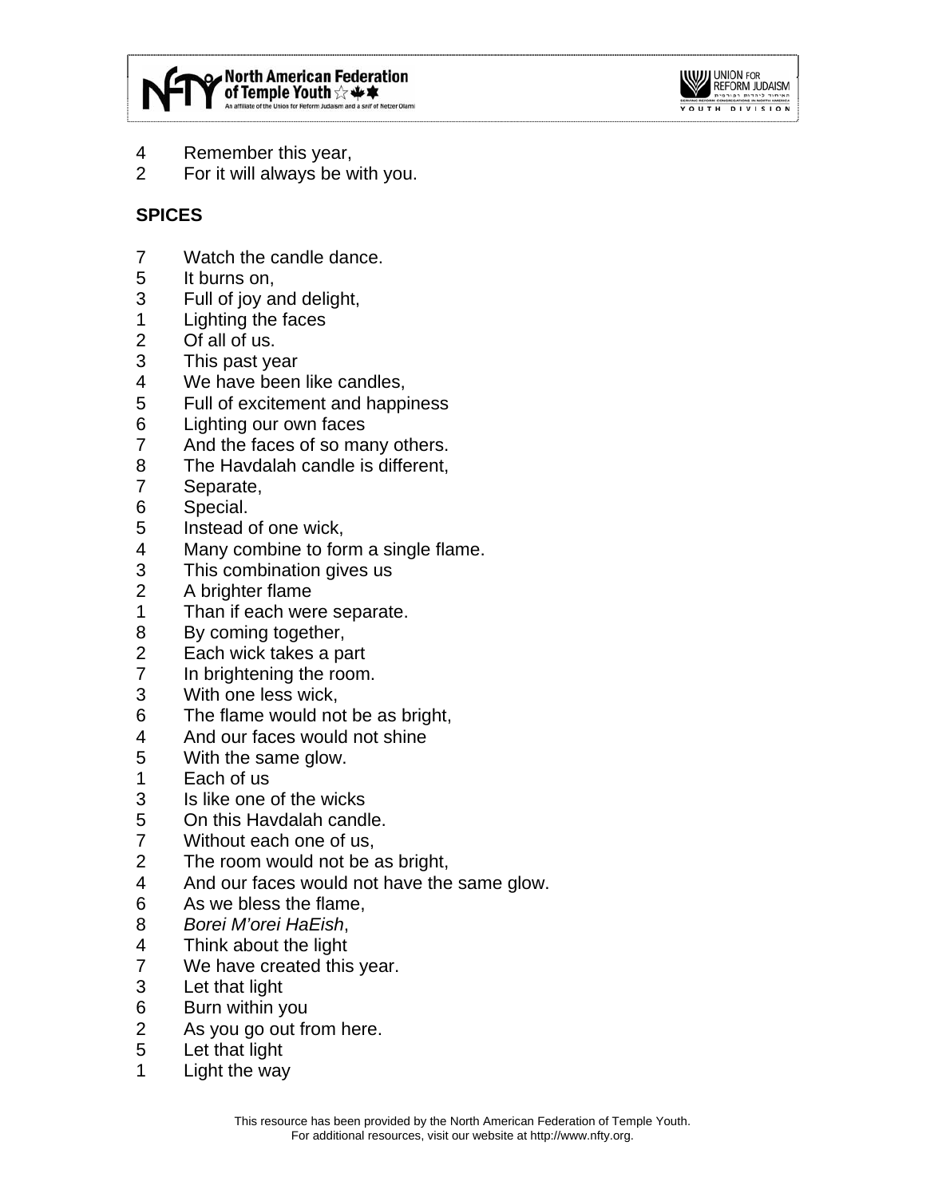4 Remember this year,
2 For it will always be with you.

**SPICES**

7 Watch the candle dance.
5 It burns on,
3 Full of joy and delight,
1 Lighting the faces
2 Of all of us.
3 This past year
4 We have been like candles,
5 Full of excitement and happiness
6 Lighting our own faces
7 And the faces of so many others.
8 The Havdalah candle is different,
7 Separate,
6 Special.
5 Instead of one wick,
4 Many combine to form a single flame.
3 This combination gives us
2 A brighter flame
1 Than if each were separate.
8 By coming together,
2 Each wick takes a part
7 In brightening the room.
3 With one less wick,
6 The flame would not be as bright,
4 And our faces would not shine
5 With the same glow.
1 Each of us
3 Is like one of the wicks
5 On this Havdalah candle.
7 Without each one of us,
2 The room would not be as bright,
4 And our faces would not have the same glow.
6 As we bless the flame,
8 *Borei M'orei HaEish*,
4 Think about the light
7 We have created this year.
3 Let that light
6 Burn within you
2 As you go out from here.
5 Let that light
1 Light the way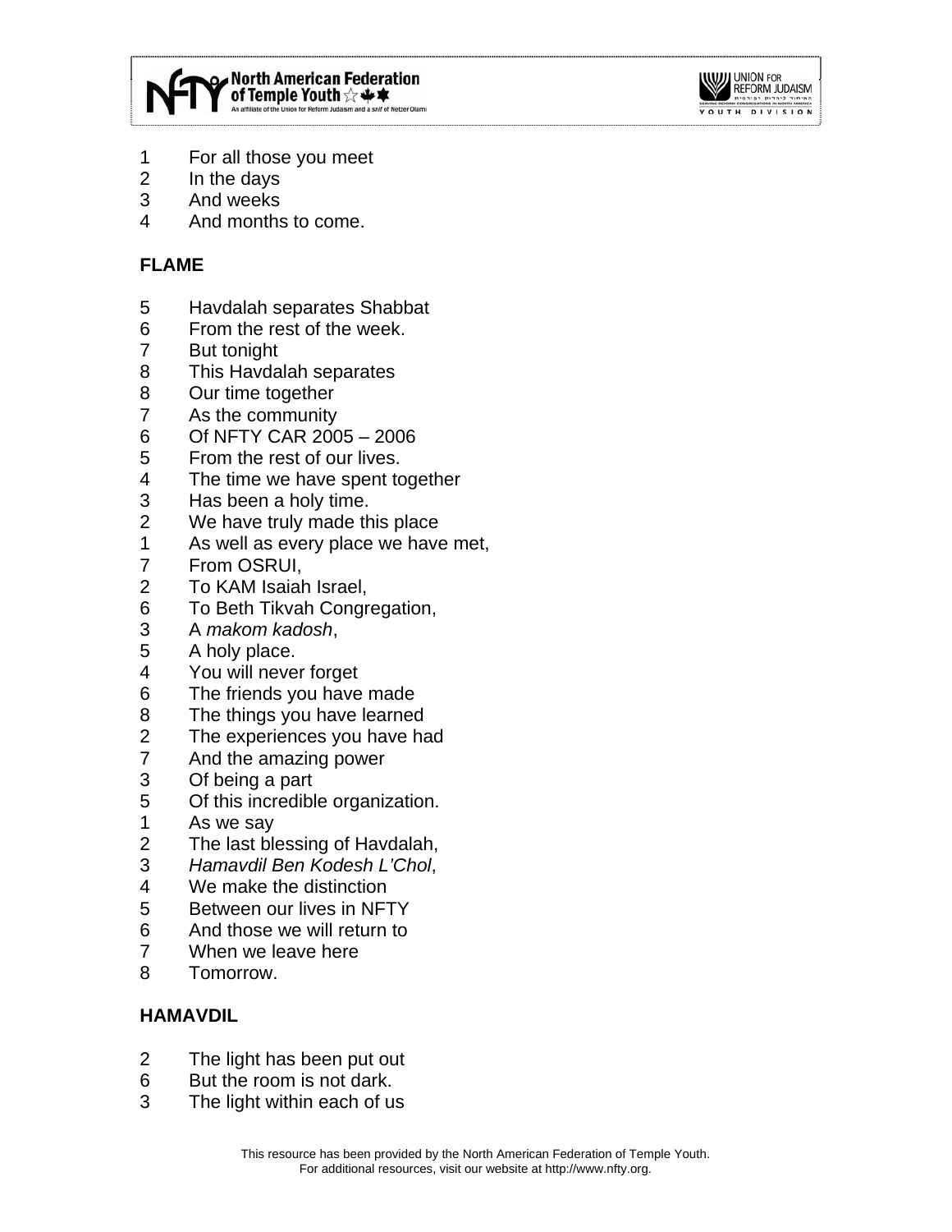1 For all those you meet
2 In the days
3 And weeks
4 And months to come.

**FLAME**

5 Havdalah separates Shabbat
6 From the rest of the week.
7 But tonight
8 This Havdalah separates
8 Our time together
7 As the community
6 Of NFTY CAR 2005 – 2006
5 From the rest of our lives.
4 The time we have spent together
3 Has been a holy time.
2 We have truly made this place
1 As well as every place we have met,
7 From OSRUI,
2 To KAM Isaiah Israel,
6 To Beth Tikvah Congregation,
3 A *makom kadosh*,
5 A holy place.
4 You will never forget
6 The friends you have made
8 The things you have learned
2 The experiences you have had
7 And the amazing power
3 Of being a part
5 Of this incredible organization.
1 As we say
2 The last blessing of Havdalah,
3 *Hamavdil Ben Kodesh L'Chol*,
4 We make the distinction
5 Between our lives in NFTY
6 And those we will return to
7 When we leave here
8 Tomorrow.

**HAMAVDIL**

2 The light has been put out
6 But the room is not dark.
3 The light within each of us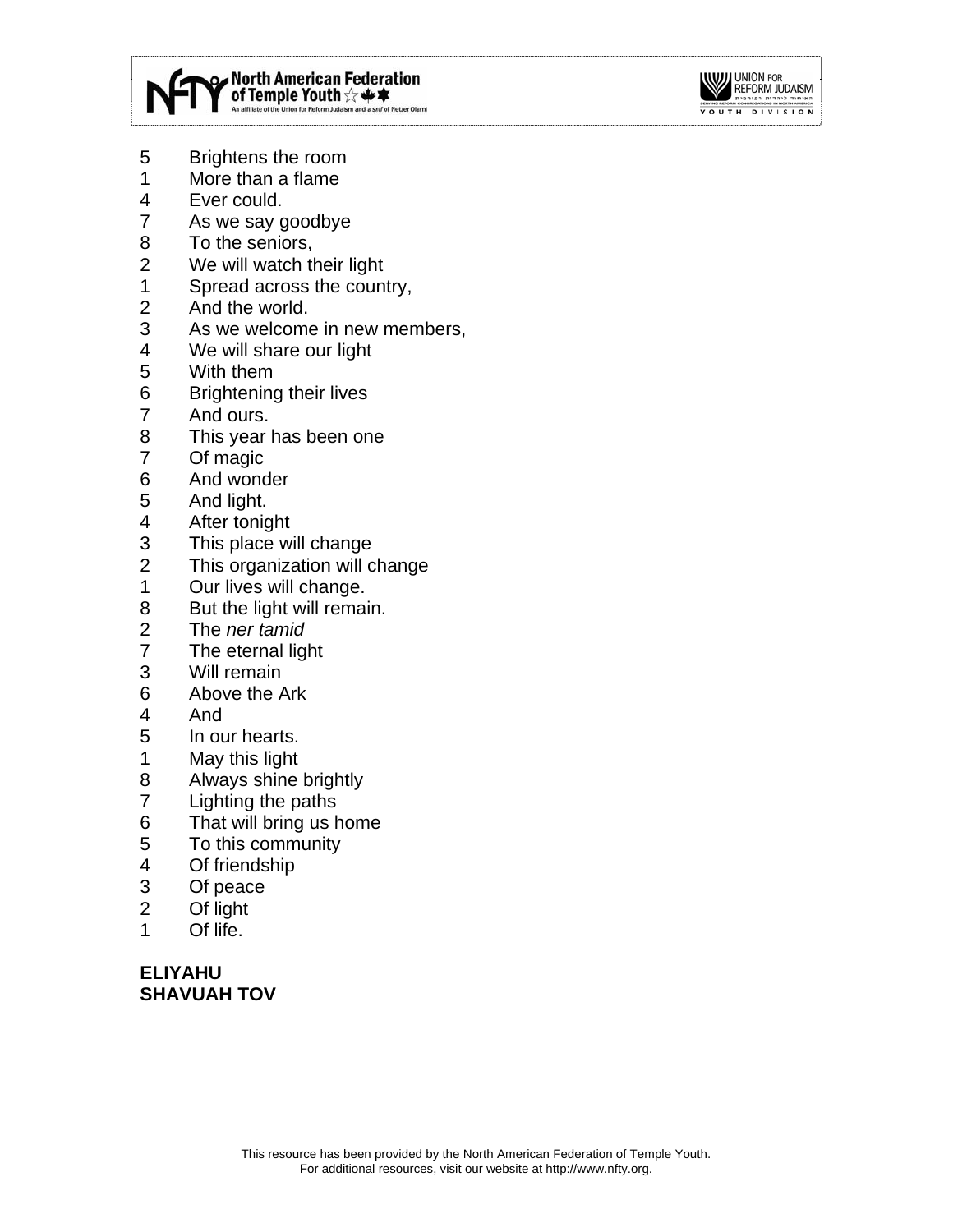5 Brightens the room
1 More than a flame
4 Ever could.
7 As we say goodbye
8 To the seniors,
2 We will watch their light
1 Spread across the country,
2 And the world.
3 As we welcome in new members,
4 We will share our light
5 With them
6 Brightening their lives
7 And ours.
8 This year has been one
7 Of magic
6 And wonder
5 And light.
4 After tonight
3 This place will change
2 This organization will change
1 Our lives will change.
8 But the light will remain.
2 The *ner tamid*
7 The eternal light
3 Will remain
6 Above the Ark
4 And
5 In our hearts.
1 May this light
8 Always shine brightly
7 Lighting the paths
6 That will bring us home
5 To this community
4 Of friendship
3 Of peace
2 Of light
1 Of life.

**ELIYAHU**
**SHAVUAH TOV**